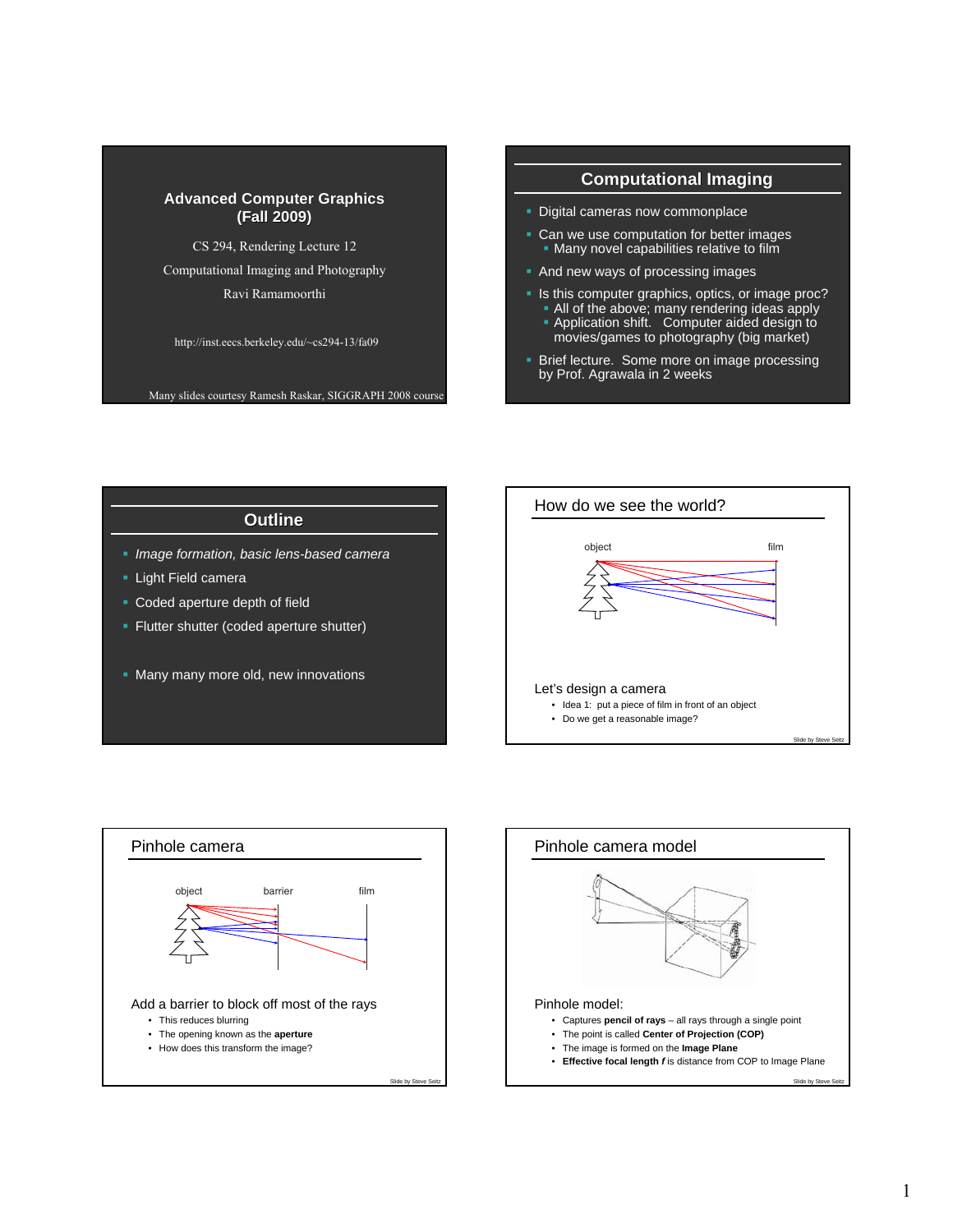## Advanced Computer Graphics (Fall 2009)

CS 294, Rendering Lecture 12

Computational Imaging and Photography

Ravi Ramamoorthi

http://inst.eecs.berkeley.edu/~cs294-13/fa09

Many slides courtesy Ramesh Raskar, SIGGRAPH 2008 course

## Computational Imaging

- Digital cameras now commonplace
- Can we use computation for better images
  - Many novel capabilities relative to film
- And new ways of processing images
- Is this computer graphics, optics, or image proc?
  - All of the above; many rendering ideas apply
  - Application shift. Computer aided design to movies/games to photography (big market)
- Brief lecture. Some more on image processing by Prof. Agrawala in 2 weeks

## Outline

- *Image formation, basic lens-based camera*
- Light Field camera
- Coded aperture depth of field
- Flutter shutter (coded aperture shutter)
- Many many more old, new innovations

## How do we see the world?

object | film

Let's design a camera

- Idea 1: put a piece of film in front of an object
- Do we get a reasonable image?

Slide by Steve Seitz

## Pinhole camera

object | barrier | film

Add a barrier to block off most of the rays

- This reduces blurring
- The opening known as the **aperture**
- How does this transform the image?

Slide by Steve Seitz

## Pinhole camera model

Pinhole model:

- Captures **pencil of rays** – all rays through a single point
- The point is called **Center of Projection (COP)**
- The image is formed on the **Image Plane**
- **Effective focal length *f*** is distance from COP to Image Plane

Slide by Steve Seitz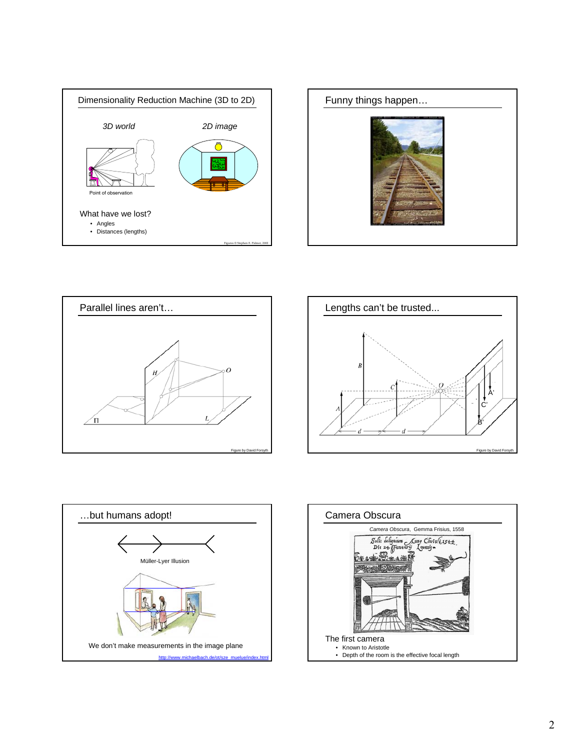## Dimensionality Reduction Machine (3D to 2D)

*3D world* *2D image*

Point of observation

What have we lost?

- Angles
- Distances (lengths)

Figures © Stephen E. Palmer, 2002

## Funny things happen…

## Parallel lines aren't…

Figure by David Forsyth

## Lengths can't be trusted...

Figure by David Forsyth

## …but humans adopt!

Müller-Lyer Illusion

We don't make measurements in the image plane

http://www.michaelbach.de/ot/sze_muelue/index.html

## Camera Obscura

*Camera Obscura*, Gemma Frisius, 1558

The first camera

- Known to Aristotle
- Depth of the room is the effective focal length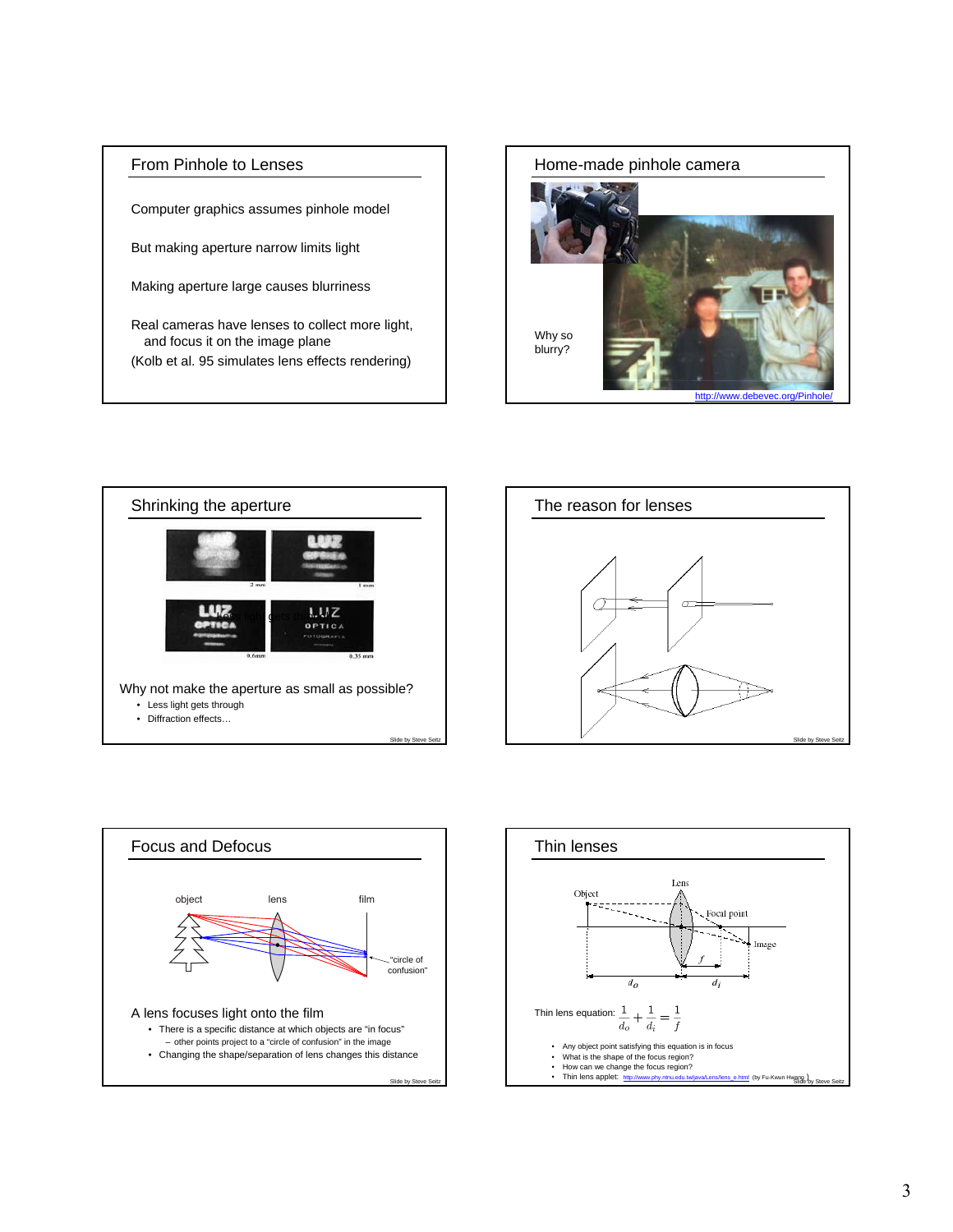## From Pinhole to Lenses

Computer graphics assumes pinhole model

But making aperture narrow limits light

Making aperture large causes blurriness

Real cameras have lenses to collect more light, and focus it on the image plane

(Kolb et al. 95 simulates lens effects rendering)

## Home-made pinhole camera

Why so blurry?

http://www.debevec.org/Pinhole/

## Shrinking the aperture

2 mm　1 mm　0.6mm　0.35 mm

Why not make the aperture as small as possible?

- Less light gets through
- Diffraction effects…

Slide by Steve Seitz

## The reason for lenses

Slide by Steve Seitz

## Focus and Defocus

object　lens　film

"circle of confusion"

A lens focuses light onto the film

- There is a specific distance at which objects are "in focus"
  - other points project to a "circle of confusion" in the image
- Changing the shape/separation of lens changes this distance

Slide by Steve Seitz

## Thin lenses

Object　Lens　Focal point　Image　$f$　$d_o$　$d_i$

Thin lens equation: $\frac{1}{d_o} + \frac{1}{d_i} = \frac{1}{f}$

- Any object point satisfying this equation is in focus
- What is the shape of the focus region?
- How can we change the focus region?
- Thin lens applet: http://www.phy.ntnu.edu.tw/java/Lens/lens_e.html (by Fu-Kwun Hwang)

Slide by Steve Seitz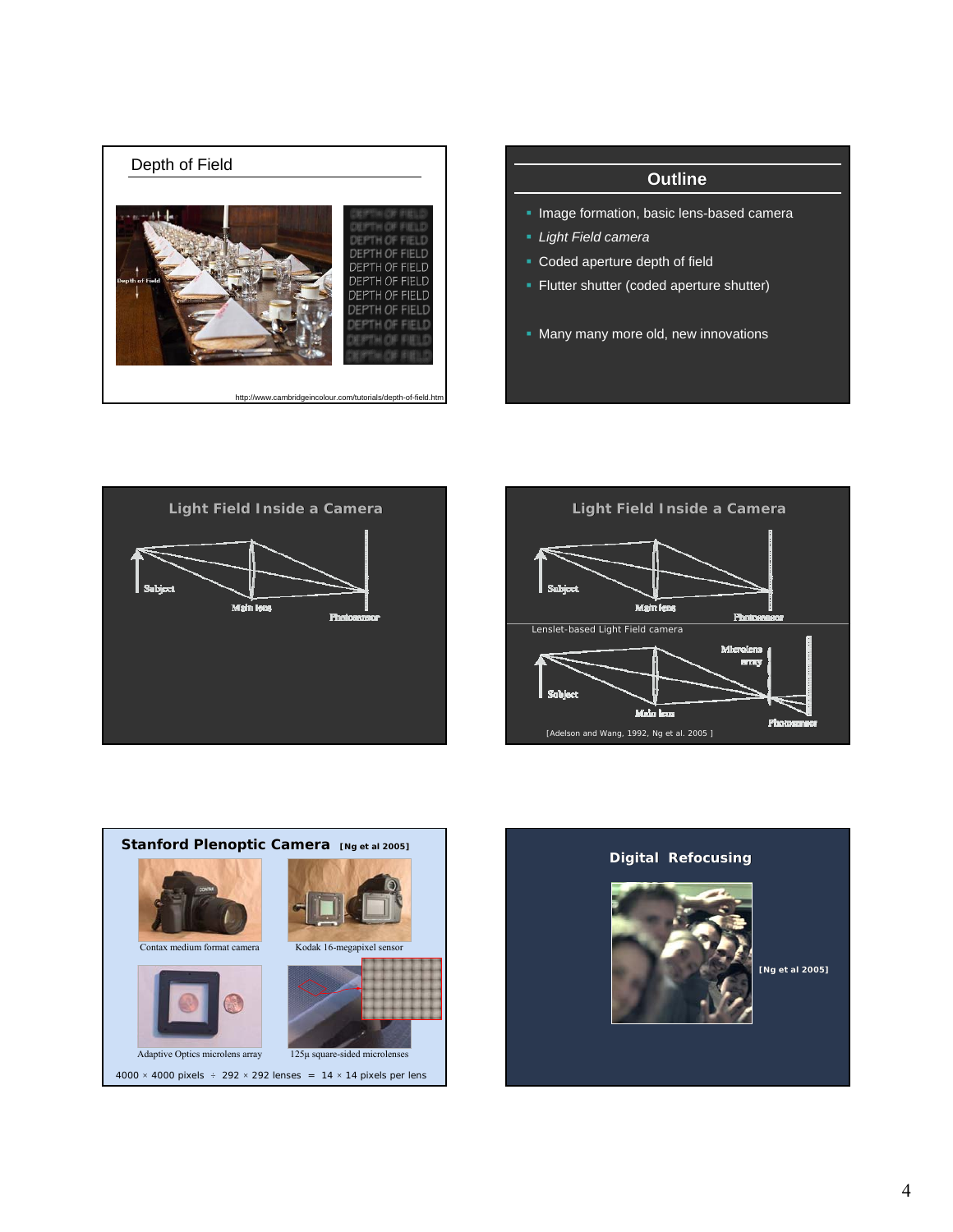## Depth of Field

Depth of Field

DEPTH OF FIELD

http://www.cambridgeincolour.com/tutorials/depth-of-field.htm

## Outline

- Image formation, basic lens-based camera
- *Light Field camera*
- Coded aperture depth of field
- Flutter shutter (coded aperture shutter)
- Many many more old, new innovations

## Light Field Inside a Camera

Subject

Main lens

Photosensor

## Light Field Inside a Camera

Subject

Main lens

Photosensor

Lenslet-based Light Field camera

Microlens array

Subject

Main lens

Photosensor

[Adelson and Wang, 1992, Ng et al. 2005 ]

## Stanford Plenoptic Camera [Ng et al 2005]

Contax medium format camera

Kodak 16-megapixel sensor

Adaptive Optics microlens array

125μ square-sided microlenses

4000 × 4000 pixels ÷ 292 × 292 lenses = 14 × 14 pixels per lens

## Digital Refocusing

[Ng et al 2005]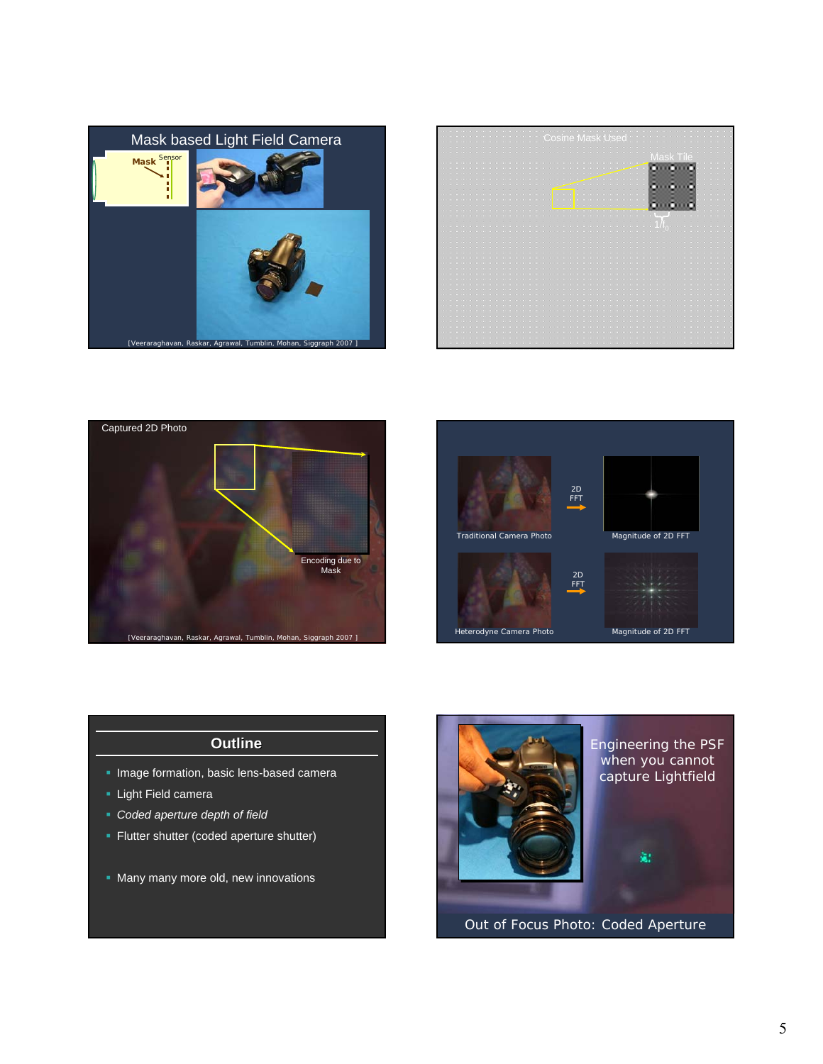## Mask based Light Field Camera

Mask

Sensor

[Veeraraghavan, Raskar, Agrawal, Tumblin, Mohan, Siggraph 2007 ]

---

Cosine Mask Used

Mask Tile

$1/f_0$

---

Captured 2D Photo

Encoding due to Mask

[Veeraraghavan, Raskar, Agrawal, Tumblin, Mohan, Siggraph 2007 ]

---

Traditional Camera Photo → 2D FFT → Magnitude of 2D FFT

Heterodyne Camera Photo → 2D FFT → Magnitude of 2D FFT

---

## Outline

- Image formation, basic lens-based camera
- Light Field camera
- *Coded aperture depth of field*
- Flutter shutter (coded aperture shutter)
- Many many more old, new innovations

---

Engineering the PSF when you cannot capture Lightfield

Out of Focus Photo: Coded Aperture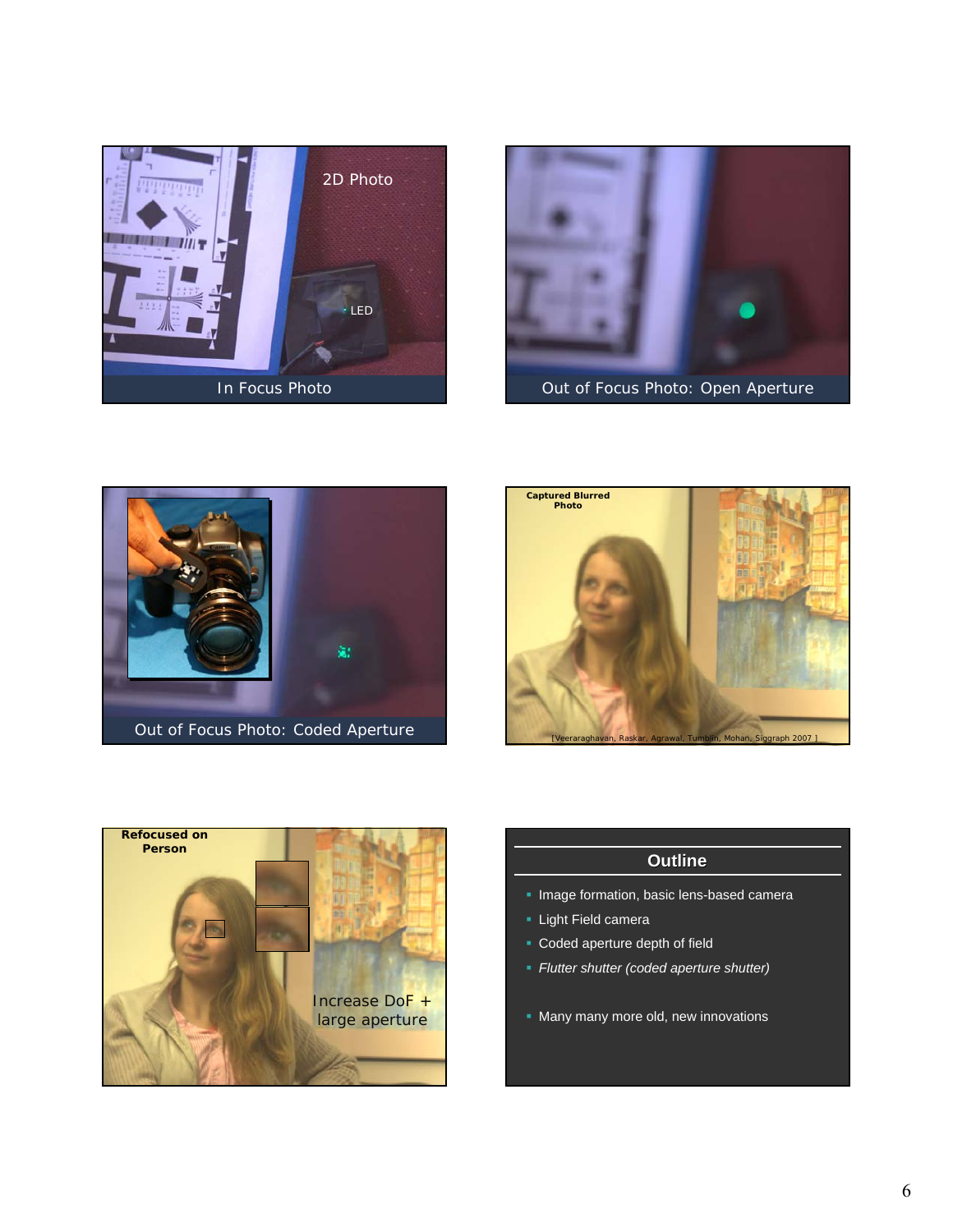2D Photo

LED

In Focus Photo

Out of Focus Photo: Open Aperture

Out of Focus Photo: Coded Aperture

**Captured Blurred Photo**

[Veeraraghavan, Raskar, Agrawal, Tumblin, Mohan, Siggraph 2007 ]

**Refocused on Person**

Increase DoF + large aperture

## Outline

- Image formation, basic lens-based camera
- Light Field camera
- Coded aperture depth of field
- *Flutter shutter (coded aperture shutter)*

- Many many more old, new innovations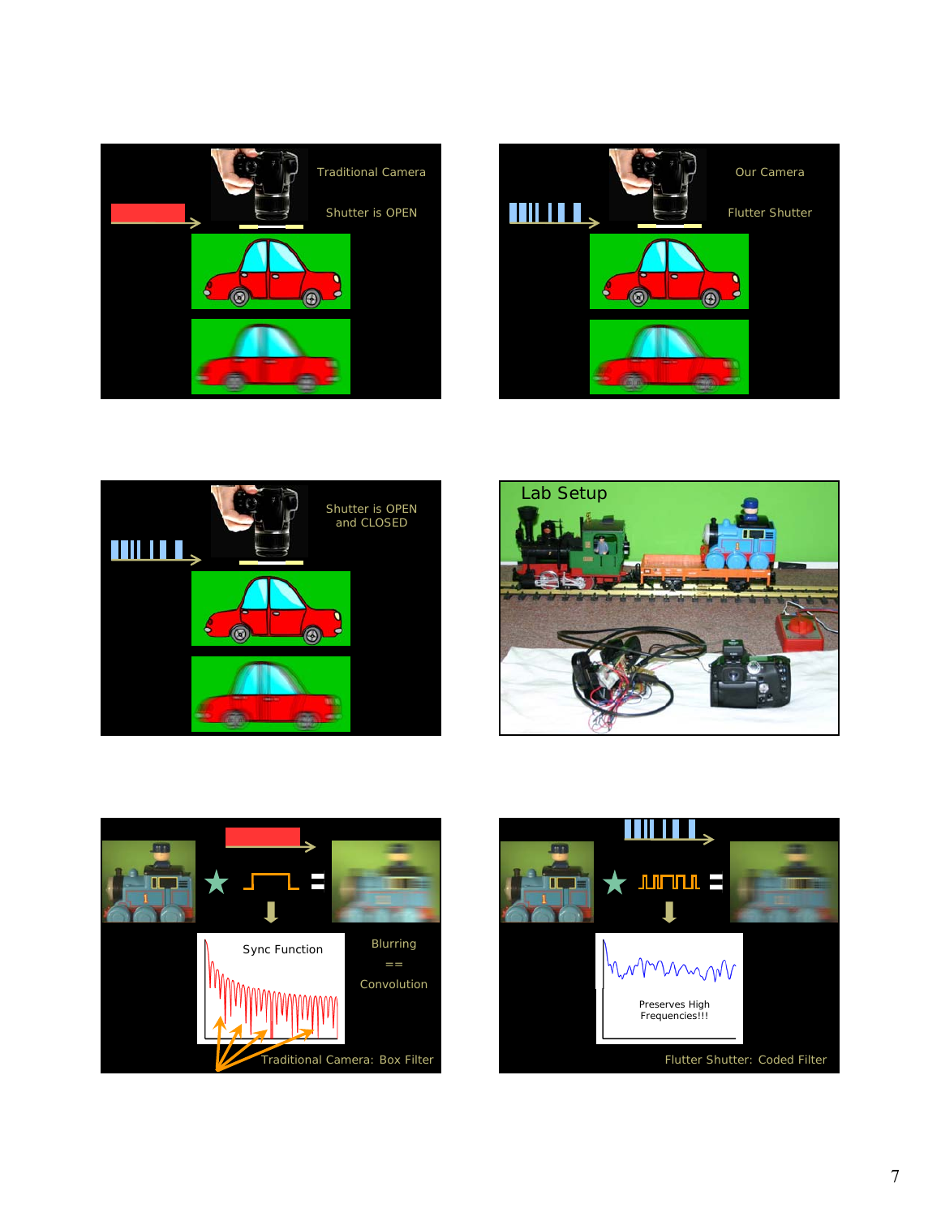Traditional Camera

Shutter is OPEN

Our Camera

Flutter Shutter

Shutter is OPEN and CLOSED

Lab Setup

Sync Function

Blurring == Convolution

Traditional Camera: Box Filter

Preserves High Frequencies!!!

Flutter Shutter: Coded Filter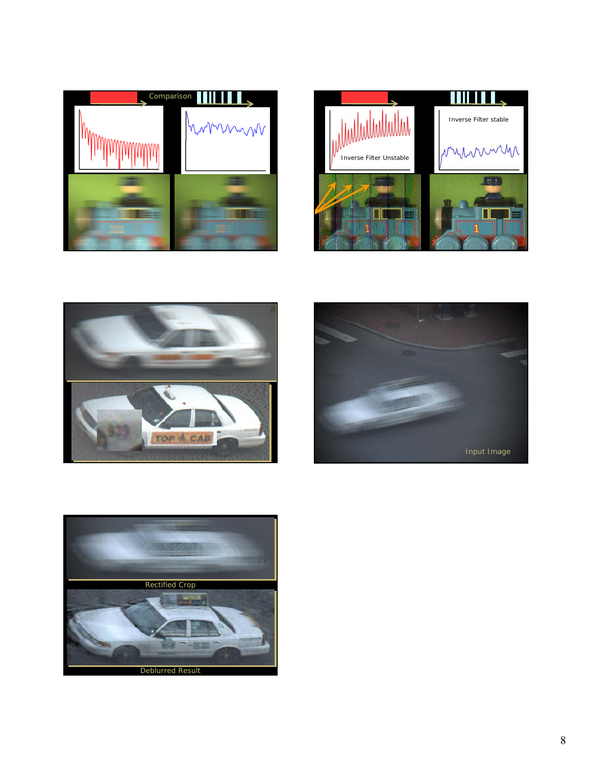Comparison

Inverse Filter Unstable

Inverse Filter stable

Input Image

Rectified Crop

Deblurred Result